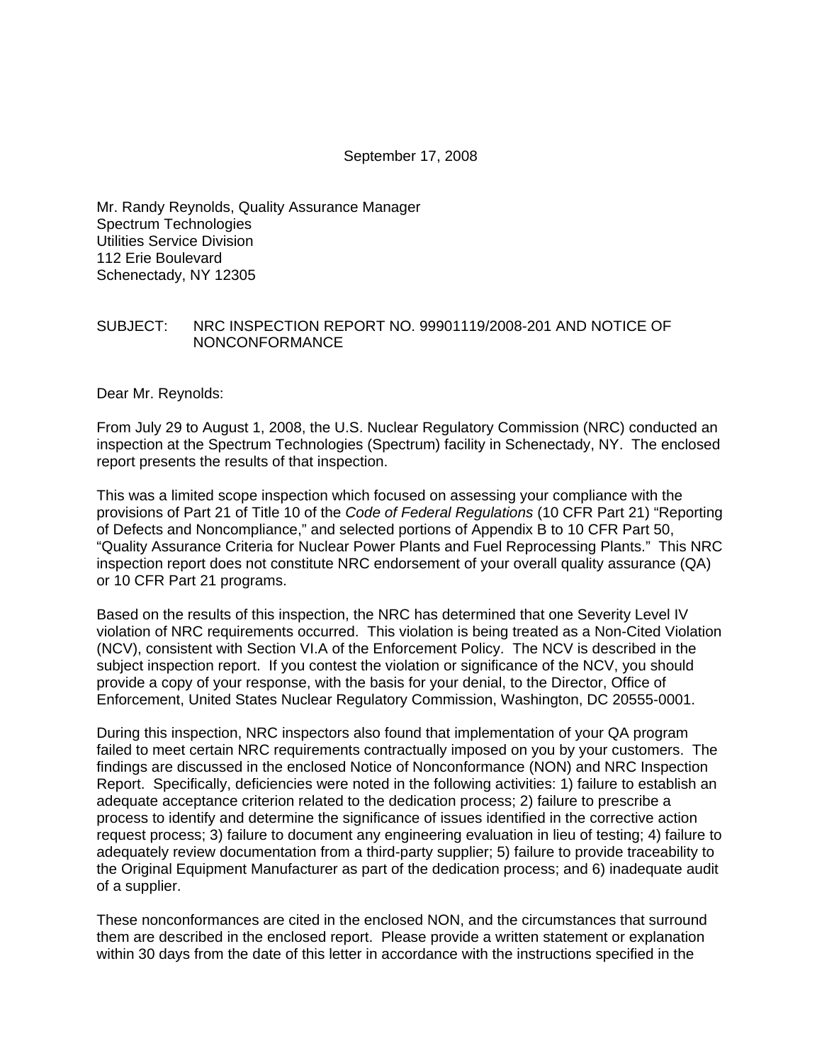September 17, 2008

Mr. Randy Reynolds, Quality Assurance Manager
Spectrum Technologies
Utilities Service Division
112 Erie Boulevard
Schenectady, NY 12305

SUBJECT: NRC INSPECTION REPORT NO. 99901119/2008-201 AND NOTICE OF NONCONFORMANCE

Dear Mr. Reynolds:

From July 29 to August 1, 2008, the U.S. Nuclear Regulatory Commission (NRC) conducted an inspection at the Spectrum Technologies (Spectrum) facility in Schenectady, NY. The enclosed report presents the results of that inspection.

This was a limited scope inspection which focused on assessing your compliance with the provisions of Part 21 of Title 10 of the *Code of Federal Regulations* (10 CFR Part 21) "Reporting of Defects and Noncompliance," and selected portions of Appendix B to 10 CFR Part 50, "Quality Assurance Criteria for Nuclear Power Plants and Fuel Reprocessing Plants." This NRC inspection report does not constitute NRC endorsement of your overall quality assurance (QA) or 10 CFR Part 21 programs.

Based on the results of this inspection, the NRC has determined that one Severity Level IV violation of NRC requirements occurred. This violation is being treated as a Non-Cited Violation (NCV), consistent with Section VI.A of the Enforcement Policy. The NCV is described in the subject inspection report. If you contest the violation or significance of the NCV, you should provide a copy of your response, with the basis for your denial, to the Director, Office of Enforcement, United States Nuclear Regulatory Commission, Washington, DC 20555-0001.

During this inspection, NRC inspectors also found that implementation of your QA program failed to meet certain NRC requirements contractually imposed on you by your customers. The findings are discussed in the enclosed Notice of Nonconformance (NON) and NRC Inspection Report. Specifically, deficiencies were noted in the following activities: 1) failure to establish an adequate acceptance criterion related to the dedication process; 2) failure to prescribe a process to identify and determine the significance of issues identified in the corrective action request process; 3) failure to document any engineering evaluation in lieu of testing; 4) failure to adequately review documentation from a third-party supplier; 5) failure to provide traceability to the Original Equipment Manufacturer as part of the dedication process; and 6) inadequate audit of a supplier.

These nonconformances are cited in the enclosed NON, and the circumstances that surround them are described in the enclosed report. Please provide a written statement or explanation within 30 days from the date of this letter in accordance with the instructions specified in the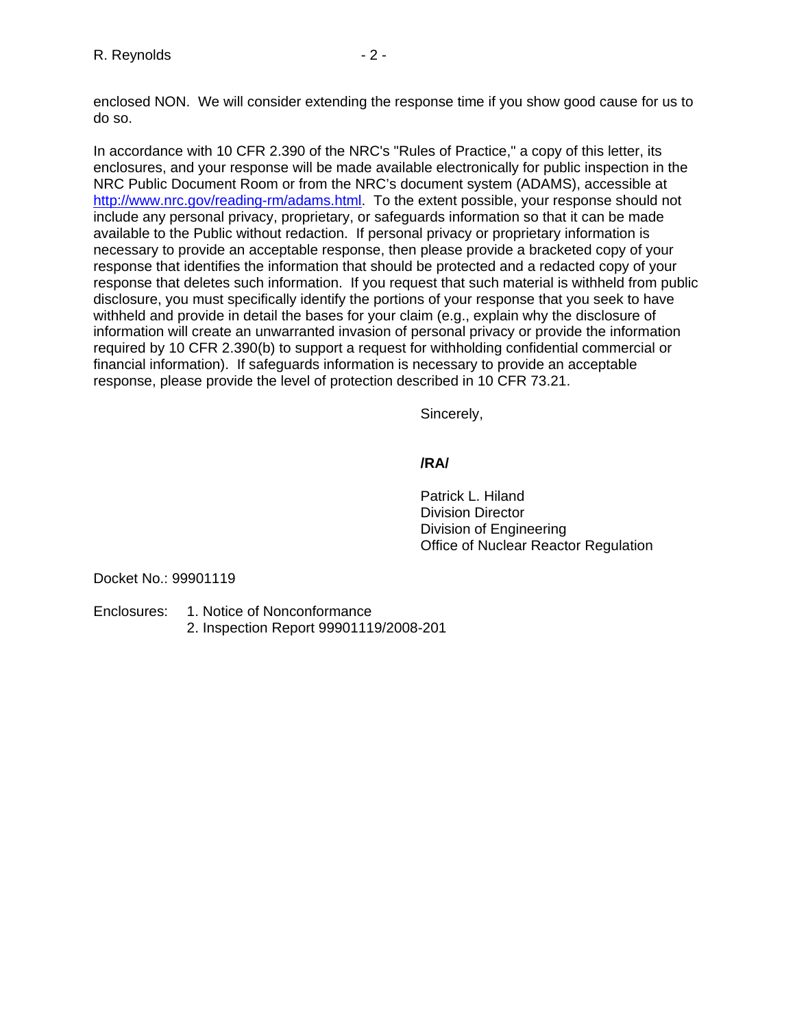enclosed NON. We will consider extending the response time if you show good cause for us to do so.

In accordance with 10 CFR 2.390 of the NRC's "Rules of Practice," a copy of this letter, its enclosures, and your response will be made available electronically for public inspection in the NRC Public Document Room or from the NRC's document system (ADAMS), accessible at http://www.nrc.gov/reading-rm/adams.html. To the extent possible, your response should not include any personal privacy, proprietary, or safeguards information so that it can be made available to the Public without redaction. If personal privacy or proprietary information is necessary to provide an acceptable response, then please provide a bracketed copy of your response that identifies the information that should be protected and a redacted copy of your response that deletes such information. If you request that such material is withheld from public disclosure, you must specifically identify the portions of your response that you seek to have withheld and provide in detail the bases for your claim (e.g., explain why the disclosure of information will create an unwarranted invasion of personal privacy or provide the information required by 10 CFR 2.390(b) to support a request for withholding confidential commercial or financial information). If safeguards information is necessary to provide an acceptable response, please provide the level of protection described in 10 CFR 73.21.

Sincerely,

**/RA/**

Patrick L. Hiland
Division Director
Division of Engineering
Office of Nuclear Reactor Regulation

Docket No.: 99901119

Enclosures:
1. Notice of Nonconformance
2. Inspection Report 99901119/2008-201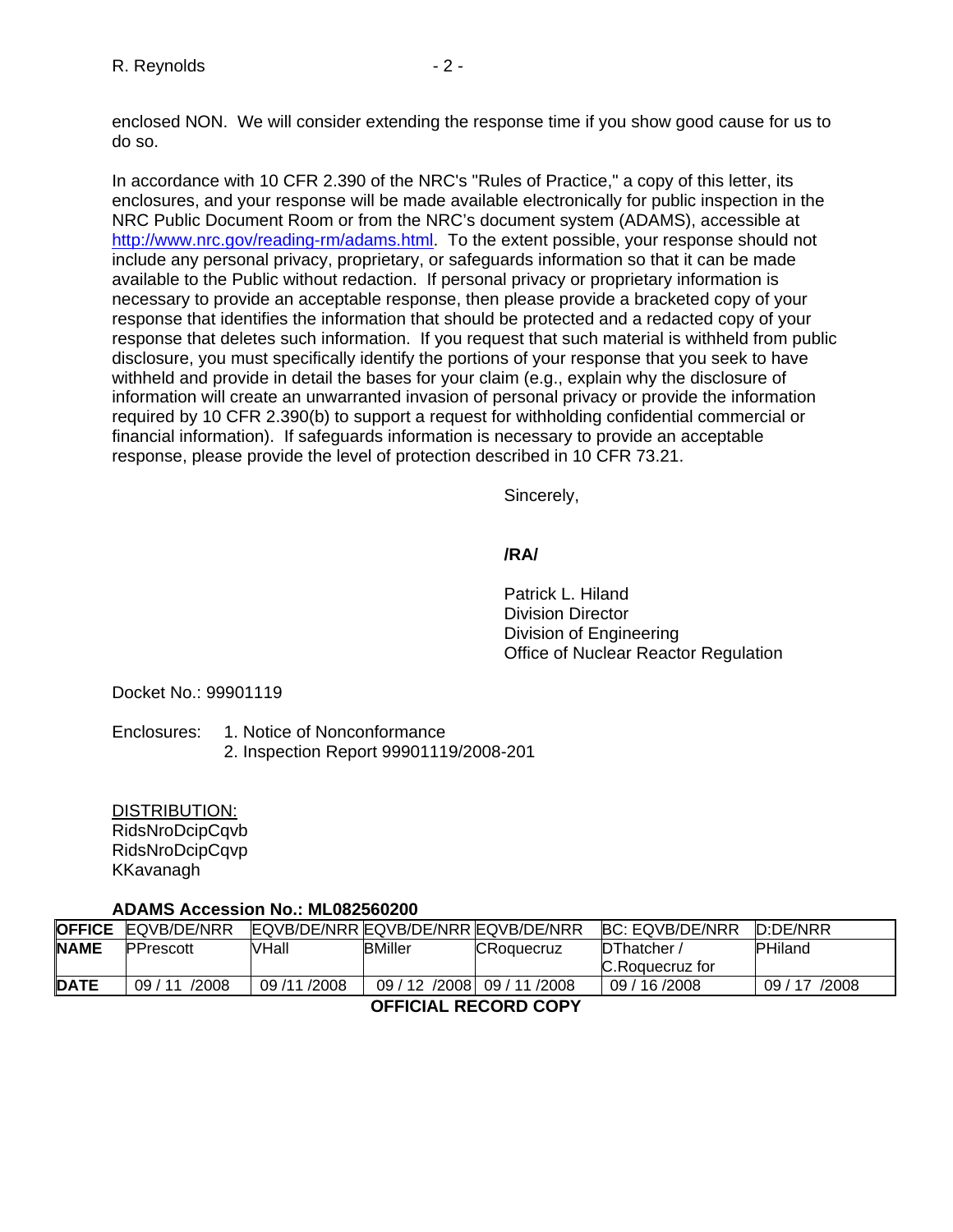enclosed NON. We will consider extending the response time if you show good cause for us to do so.

In accordance with 10 CFR 2.390 of the NRC's "Rules of Practice," a copy of this letter, its enclosures, and your response will be made available electronically for public inspection in the NRC Public Document Room or from the NRC's document system (ADAMS), accessible at http://www.nrc.gov/reading-rm/adams.html. To the extent possible, your response should not include any personal privacy, proprietary, or safeguards information so that it can be made available to the Public without redaction. If personal privacy or proprietary information is necessary to provide an acceptable response, then please provide a bracketed copy of your response that identifies the information that should be protected and a redacted copy of your response that deletes such information. If you request that such material is withheld from public disclosure, you must specifically identify the portions of your response that you seek to have withheld and provide in detail the bases for your claim (e.g., explain why the disclosure of information will create an unwarranted invasion of personal privacy or provide the information required by 10 CFR 2.390(b) to support a request for withholding confidential commercial or financial information). If safeguards information is necessary to provide an acceptable response, please provide the level of protection described in 10 CFR 73.21.

Sincerely,

**/RA/**

Patrick L. Hiland
Division Director
Division of Engineering
Office of Nuclear Reactor Regulation

Docket No.: 99901119

Enclosures:
1. Notice of Nonconformance
2. Inspection Report 99901119/2008-201

DISTRIBUTION:
RidsNroDcipCqvb
RidsNroDcipCqvp
KKavanagh

**ADAMS Accession No.: ML082560200**

| **OFFICE** | EQVB/DE/NRR | EQVB/DE/NRR | EQVB/DE/NRR | EQVB/DE/NRR | BC: EQVB/DE/NRR | D:DE/NRR |
|---|---|---|---|---|---|---|
| **NAME** | PPrescott | VHall | BMiller | CRoquecruz | DThatcher / C.Roquecruz for | PHiland |
| **DATE** | 09 / 11 /2008 | 09 /11 /2008 | 09 / 12 /2008 | 09 / 11 /2008 | 09 / 16 /2008 | 09 / 17 /2008 |

**OFFICIAL RECORD COPY**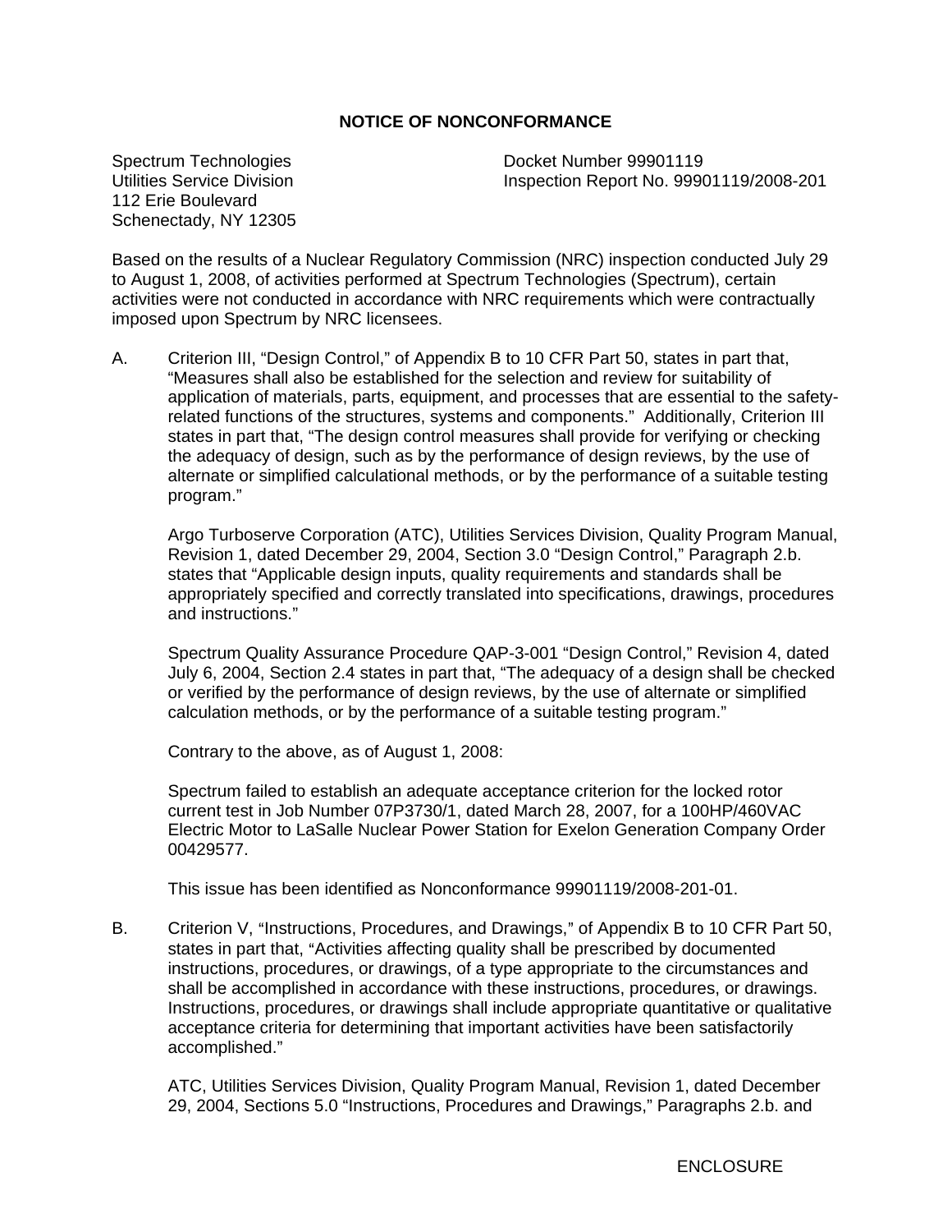## NOTICE OF NONCONFORMANCE

Spectrum Technologies
Utilities Service Division
112 Erie Boulevard
Schenectady, NY 12305

Docket Number 99901119
Inspection Report No. 99901119/2008-201

Based on the results of a Nuclear Regulatory Commission (NRC) inspection conducted July 29 to August 1, 2008, of activities performed at Spectrum Technologies (Spectrum), certain activities were not conducted in accordance with NRC requirements which were contractually imposed upon Spectrum by NRC licensees.

A. Criterion III, "Design Control," of Appendix B to 10 CFR Part 50, states in part that, "Measures shall also be established for the selection and review for suitability of application of materials, parts, equipment, and processes that are essential to the safety-related functions of the structures, systems and components." Additionally, Criterion III states in part that, "The design control measures shall provide for verifying or checking the adequacy of design, such as by the performance of design reviews, by the use of alternate or simplified calculational methods, or by the performance of a suitable testing program."

   Argo Turboserve Corporation (ATC), Utilities Services Division, Quality Program Manual, Revision 1, dated December 29, 2004, Section 3.0 "Design Control," Paragraph 2.b. states that "Applicable design inputs, quality requirements and standards shall be appropriately specified and correctly translated into specifications, drawings, procedures and instructions."

   Spectrum Quality Assurance Procedure QAP-3-001 "Design Control," Revision 4, dated July 6, 2004, Section 2.4 states in part that, "The adequacy of a design shall be checked or verified by the performance of design reviews, by the use of alternate or simplified calculation methods, or by the performance of a suitable testing program."

   Contrary to the above, as of August 1, 2008:

   Spectrum failed to establish an adequate acceptance criterion for the locked rotor current test in Job Number 07P3730/1, dated March 28, 2007, for a 100HP/460VAC Electric Motor to LaSalle Nuclear Power Station for Exelon Generation Company Order 00429577.

   This issue has been identified as Nonconformance 99901119/2008-201-01.

B. Criterion V, "Instructions, Procedures, and Drawings," of Appendix B to 10 CFR Part 50, states in part that, "Activities affecting quality shall be prescribed by documented instructions, procedures, or drawings, of a type appropriate to the circumstances and shall be accomplished in accordance with these instructions, procedures, or drawings. Instructions, procedures, or drawings shall include appropriate quantitative or qualitative acceptance criteria for determining that important activities have been satisfactorily accomplished."

   ATC, Utilities Services Division, Quality Program Manual, Revision 1, dated December 29, 2004, Sections 5.0 "Instructions, Procedures and Drawings," Paragraphs 2.b. and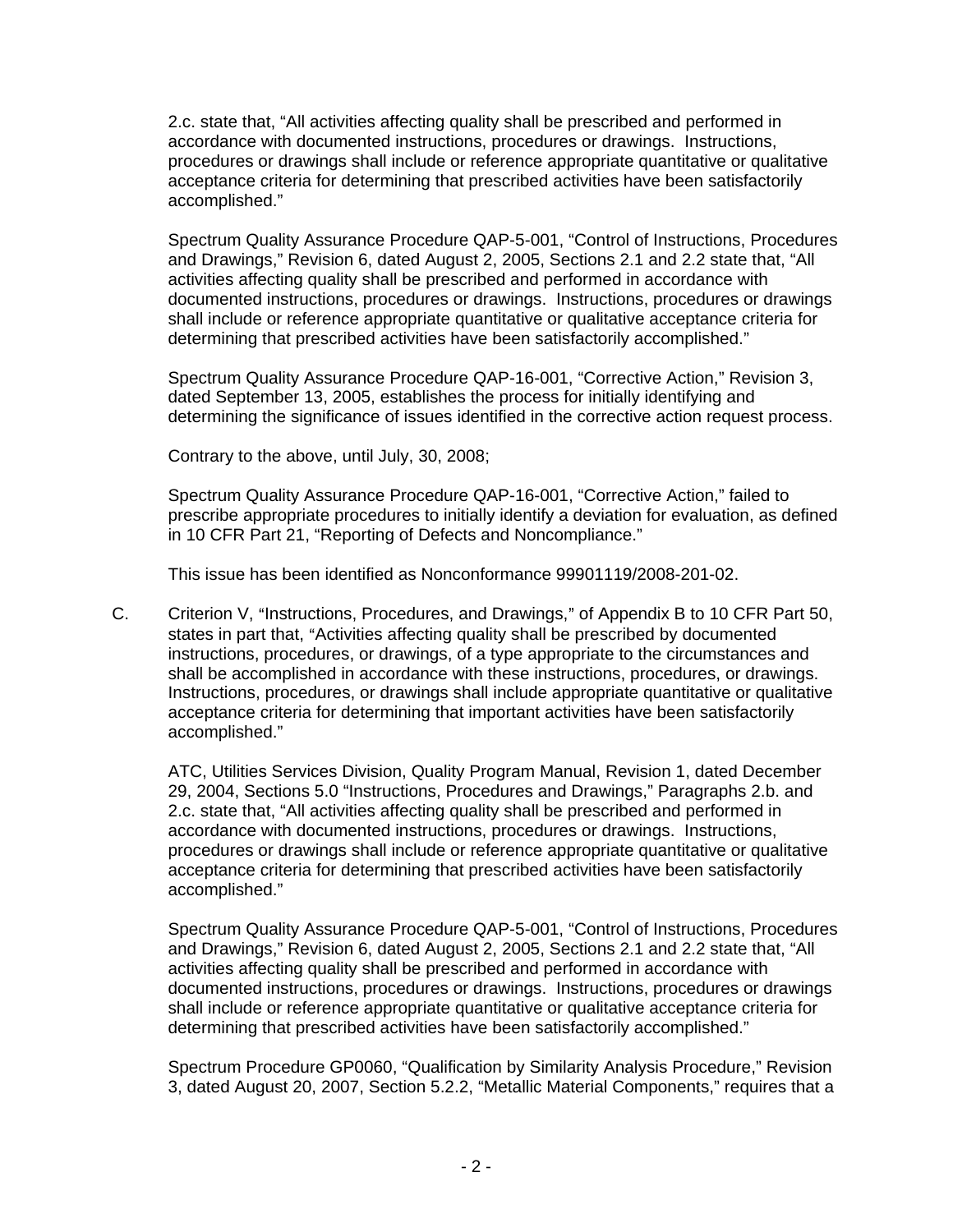2.c. state that, "All activities affecting quality shall be prescribed and performed in accordance with documented instructions, procedures or drawings. Instructions, procedures or drawings shall include or reference appropriate quantitative or qualitative acceptance criteria for determining that prescribed activities have been satisfactorily accomplished."

Spectrum Quality Assurance Procedure QAP-5-001, "Control of Instructions, Procedures and Drawings," Revision 6, dated August 2, 2005, Sections 2.1 and 2.2 state that, "All activities affecting quality shall be prescribed and performed in accordance with documented instructions, procedures or drawings. Instructions, procedures or drawings shall include or reference appropriate quantitative or qualitative acceptance criteria for determining that prescribed activities have been satisfactorily accomplished."

Spectrum Quality Assurance Procedure QAP-16-001, "Corrective Action," Revision 3, dated September 13, 2005, establishes the process for initially identifying and determining the significance of issues identified in the corrective action request process.

Contrary to the above, until July, 30, 2008;

Spectrum Quality Assurance Procedure QAP-16-001, "Corrective Action," failed to prescribe appropriate procedures to initially identify a deviation for evaluation, as defined in 10 CFR Part 21, "Reporting of Defects and Noncompliance."

This issue has been identified as Nonconformance 99901119/2008-201-02.

C. Criterion V, "Instructions, Procedures, and Drawings," of Appendix B to 10 CFR Part 50, states in part that, "Activities affecting quality shall be prescribed by documented instructions, procedures, or drawings, of a type appropriate to the circumstances and shall be accomplished in accordance with these instructions, procedures, or drawings. Instructions, procedures, or drawings shall include appropriate quantitative or qualitative acceptance criteria for determining that important activities have been satisfactorily accomplished."

ATC, Utilities Services Division, Quality Program Manual, Revision 1, dated December 29, 2004, Sections 5.0 "Instructions, Procedures and Drawings," Paragraphs 2.b. and 2.c. state that, "All activities affecting quality shall be prescribed and performed in accordance with documented instructions, procedures or drawings. Instructions, procedures or drawings shall include or reference appropriate quantitative or qualitative acceptance criteria for determining that prescribed activities have been satisfactorily accomplished."

Spectrum Quality Assurance Procedure QAP-5-001, "Control of Instructions, Procedures and Drawings," Revision 6, dated August 2, 2005, Sections 2.1 and 2.2 state that, "All activities affecting quality shall be prescribed and performed in accordance with documented instructions, procedures or drawings. Instructions, procedures or drawings shall include or reference appropriate quantitative or qualitative acceptance criteria for determining that prescribed activities have been satisfactorily accomplished."

Spectrum Procedure GP0060, "Qualification by Similarity Analysis Procedure," Revision 3, dated August 20, 2007, Section 5.2.2, "Metallic Material Components," requires that a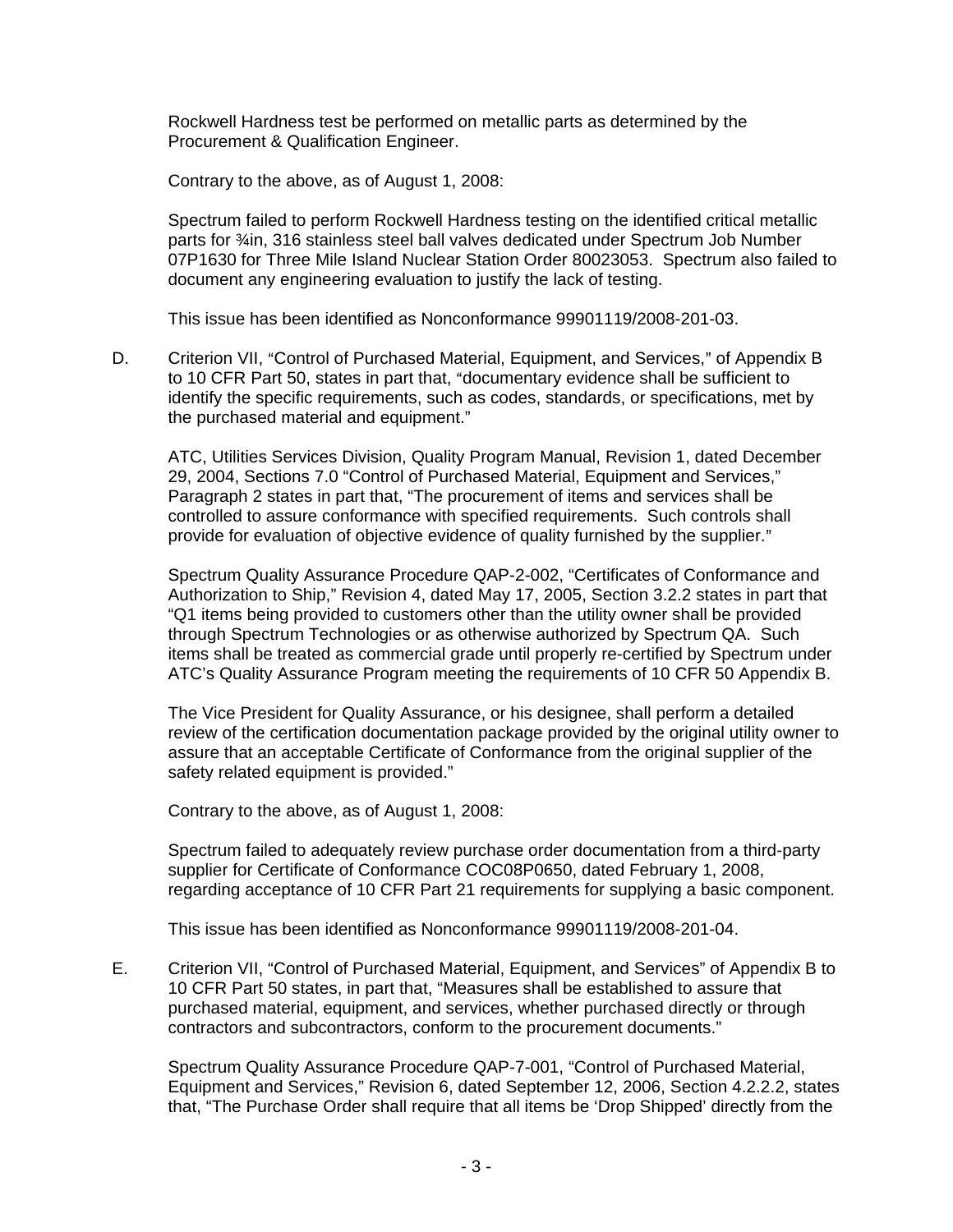Rockwell Hardness test be performed on metallic parts as determined by the Procurement & Qualification Engineer.

Contrary to the above, as of August 1, 2008:

Spectrum failed to perform Rockwell Hardness testing on the identified critical metallic parts for ¾in, 316 stainless steel ball valves dedicated under Spectrum Job Number 07P1630 for Three Mile Island Nuclear Station Order 80023053. Spectrum also failed to document any engineering evaluation to justify the lack of testing.

This issue has been identified as Nonconformance 99901119/2008-201-03.

D. Criterion VII, "Control of Purchased Material, Equipment, and Services," of Appendix B to 10 CFR Part 50, states in part that, "documentary evidence shall be sufficient to identify the specific requirements, such as codes, standards, or specifications, met by the purchased material and equipment."

ATC, Utilities Services Division, Quality Program Manual, Revision 1, dated December 29, 2004, Sections 7.0 "Control of Purchased Material, Equipment and Services," Paragraph 2 states in part that, "The procurement of items and services shall be controlled to assure conformance with specified requirements. Such controls shall provide for evaluation of objective evidence of quality furnished by the supplier."

Spectrum Quality Assurance Procedure QAP-2-002, "Certificates of Conformance and Authorization to Ship," Revision 4, dated May 17, 2005, Section 3.2.2 states in part that "Q1 items being provided to customers other than the utility owner shall be provided through Spectrum Technologies or as otherwise authorized by Spectrum QA. Such items shall be treated as commercial grade until properly re-certified by Spectrum under ATC's Quality Assurance Program meeting the requirements of 10 CFR 50 Appendix B.

The Vice President for Quality Assurance, or his designee, shall perform a detailed review of the certification documentation package provided by the original utility owner to assure that an acceptable Certificate of Conformance from the original supplier of the safety related equipment is provided."

Contrary to the above, as of August 1, 2008:

Spectrum failed to adequately review purchase order documentation from a third-party supplier for Certificate of Conformance COC08P0650, dated February 1, 2008, regarding acceptance of 10 CFR Part 21 requirements for supplying a basic component.

This issue has been identified as Nonconformance 99901119/2008-201-04.

E. Criterion VII, "Control of Purchased Material, Equipment, and Services" of Appendix B to 10 CFR Part 50 states, in part that, "Measures shall be established to assure that purchased material, equipment, and services, whether purchased directly or through contractors and subcontractors, conform to the procurement documents."

Spectrum Quality Assurance Procedure QAP-7-001, "Control of Purchased Material, Equipment and Services," Revision 6, dated September 12, 2006, Section 4.2.2.2, states that, "The Purchase Order shall require that all items be 'Drop Shipped' directly from the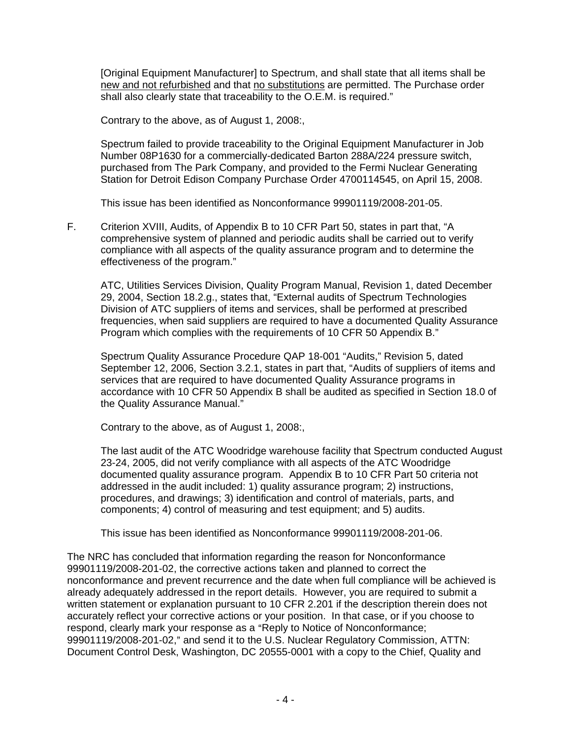[Original Equipment Manufacturer] to Spectrum, and shall state that all items shall be new and not refurbished and that no substitutions are permitted. The Purchase order shall also clearly state that traceability to the O.E.M. is required."

Contrary to the above, as of August 1, 2008:,

Spectrum failed to provide traceability to the Original Equipment Manufacturer in Job Number 08P1630 for a commercially-dedicated Barton 288A/224 pressure switch, purchased from The Park Company, and provided to the Fermi Nuclear Generating Station for Detroit Edison Company Purchase Order 4700114545, on April 15, 2008.

This issue has been identified as Nonconformance 99901119/2008-201-05.

F. Criterion XVIII, Audits, of Appendix B to 10 CFR Part 50, states in part that, "A comprehensive system of planned and periodic audits shall be carried out to verify compliance with all aspects of the quality assurance program and to determine the effectiveness of the program."

ATC, Utilities Services Division, Quality Program Manual, Revision 1, dated December 29, 2004, Section 18.2.g., states that, "External audits of Spectrum Technologies Division of ATC suppliers of items and services, shall be performed at prescribed frequencies, when said suppliers are required to have a documented Quality Assurance Program which complies with the requirements of 10 CFR 50 Appendix B."

Spectrum Quality Assurance Procedure QAP 18-001 "Audits," Revision 5, dated September 12, 2006, Section 3.2.1, states in part that, "Audits of suppliers of items and services that are required to have documented Quality Assurance programs in accordance with 10 CFR 50 Appendix B shall be audited as specified in Section 18.0 of the Quality Assurance Manual."

Contrary to the above, as of August 1, 2008:,

The last audit of the ATC Woodridge warehouse facility that Spectrum conducted August 23-24, 2005, did not verify compliance with all aspects of the ATC Woodridge documented quality assurance program. Appendix B to 10 CFR Part 50 criteria not addressed in the audit included: 1) quality assurance program; 2) instructions, procedures, and drawings; 3) identification and control of materials, parts, and components; 4) control of measuring and test equipment; and 5) audits.

This issue has been identified as Nonconformance 99901119/2008-201-06.

The NRC has concluded that information regarding the reason for Nonconformance 99901119/2008-201-02, the corrective actions taken and planned to correct the nonconformance and prevent recurrence and the date when full compliance will be achieved is already adequately addressed in the report details. However, you are required to submit a written statement or explanation pursuant to 10 CFR 2.201 if the description therein does not accurately reflect your corrective actions or your position. In that case, or if you choose to respond, clearly mark your response as a "Reply to Notice of Nonconformance; 99901119/2008-201-02," and send it to the U.S. Nuclear Regulatory Commission, ATTN: Document Control Desk, Washington, DC 20555-0001 with a copy to the Chief, Quality and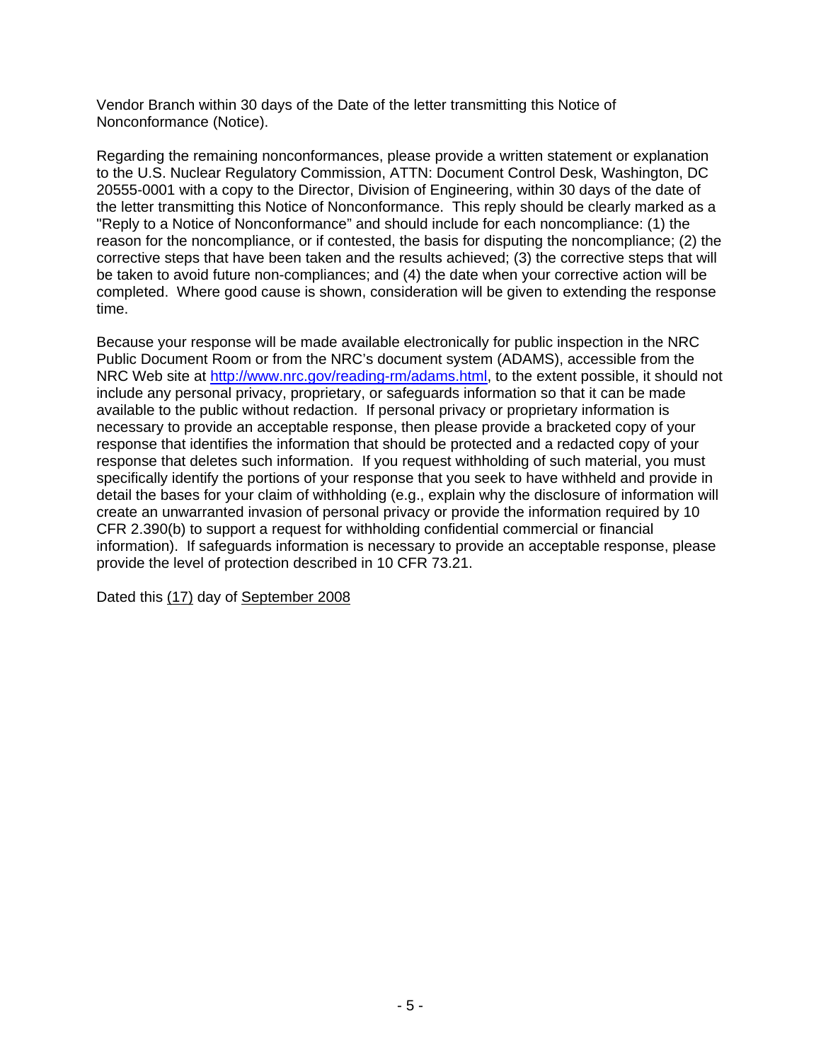Vendor Branch within 30 days of the Date of the letter transmitting this Notice of Nonconformance (Notice).

Regarding the remaining nonconformances, please provide a written statement or explanation to the U.S. Nuclear Regulatory Commission, ATTN: Document Control Desk, Washington, DC 20555-0001 with a copy to the Director, Division of Engineering, within 30 days of the date of the letter transmitting this Notice of Nonconformance. This reply should be clearly marked as a "Reply to a Notice of Nonconformance" and should include for each noncompliance: (1) the reason for the noncompliance, or if contested, the basis for disputing the noncompliance; (2) the corrective steps that have been taken and the results achieved; (3) the corrective steps that will be taken to avoid future non-compliances; and (4) the date when your corrective action will be completed. Where good cause is shown, consideration will be given to extending the response time.

Because your response will be made available electronically for public inspection in the NRC Public Document Room or from the NRC's document system (ADAMS), accessible from the NRC Web site at http://www.nrc.gov/reading-rm/adams.html, to the extent possible, it should not include any personal privacy, proprietary, or safeguards information so that it can be made available to the public without redaction. If personal privacy or proprietary information is necessary to provide an acceptable response, then please provide a bracketed copy of your response that identifies the information that should be protected and a redacted copy of your response that deletes such information. If you request withholding of such material, you must specifically identify the portions of your response that you seek to have withheld and provide in detail the bases for your claim of withholding (e.g., explain why the disclosure of information will create an unwarranted invasion of personal privacy or provide the information required by 10 CFR 2.390(b) to support a request for withholding confidential commercial or financial information). If safeguards information is necessary to provide an acceptable response, please provide the level of protection described in 10 CFR 73.21.

Dated this (17) day of September 2008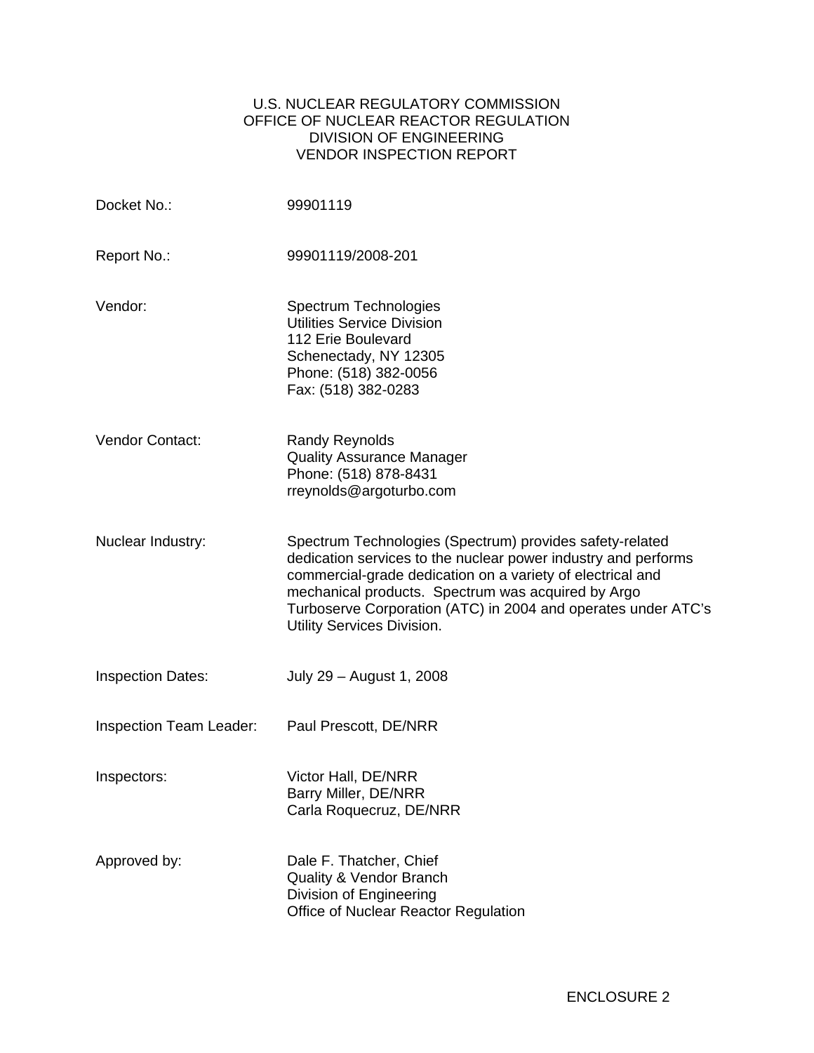U.S. NUCLEAR REGULATORY COMMISSION
OFFICE OF NUCLEAR REACTOR REGULATION
DIVISION OF ENGINEERING
VENDOR INSPECTION REPORT

| | |
|---|---|
| Docket No.: | 99901119 |
| Report No.: | 99901119/2008-201 |
| Vendor: | Spectrum Technologies<br>Utilities Service Division<br>112 Erie Boulevard<br>Schenectady, NY 12305<br>Phone: (518) 382-0056<br>Fax: (518) 382-0283 |
| Vendor Contact: | Randy Reynolds<br>Quality Assurance Manager<br>Phone: (518) 878-8431<br>rreynolds@argoturbo.com |
| Nuclear Industry: | Spectrum Technologies (Spectrum) provides safety-related dedication services to the nuclear power industry and performs commercial-grade dedication on a variety of electrical and mechanical products. Spectrum was acquired by Argo Turboserve Corporation (ATC) in 2004 and operates under ATC's Utility Services Division. |
| Inspection Dates: | July 29 – August 1, 2008 |
| Inspection Team Leader: | Paul Prescott, DE/NRR |
| Inspectors: | Victor Hall, DE/NRR<br>Barry Miller, DE/NRR<br>Carla Roquecruz, DE/NRR |
| Approved by: | Dale F. Thatcher, Chief<br>Quality & Vendor Branch<br>Division of Engineering<br>Office of Nuclear Reactor Regulation |

ENCLOSURE 2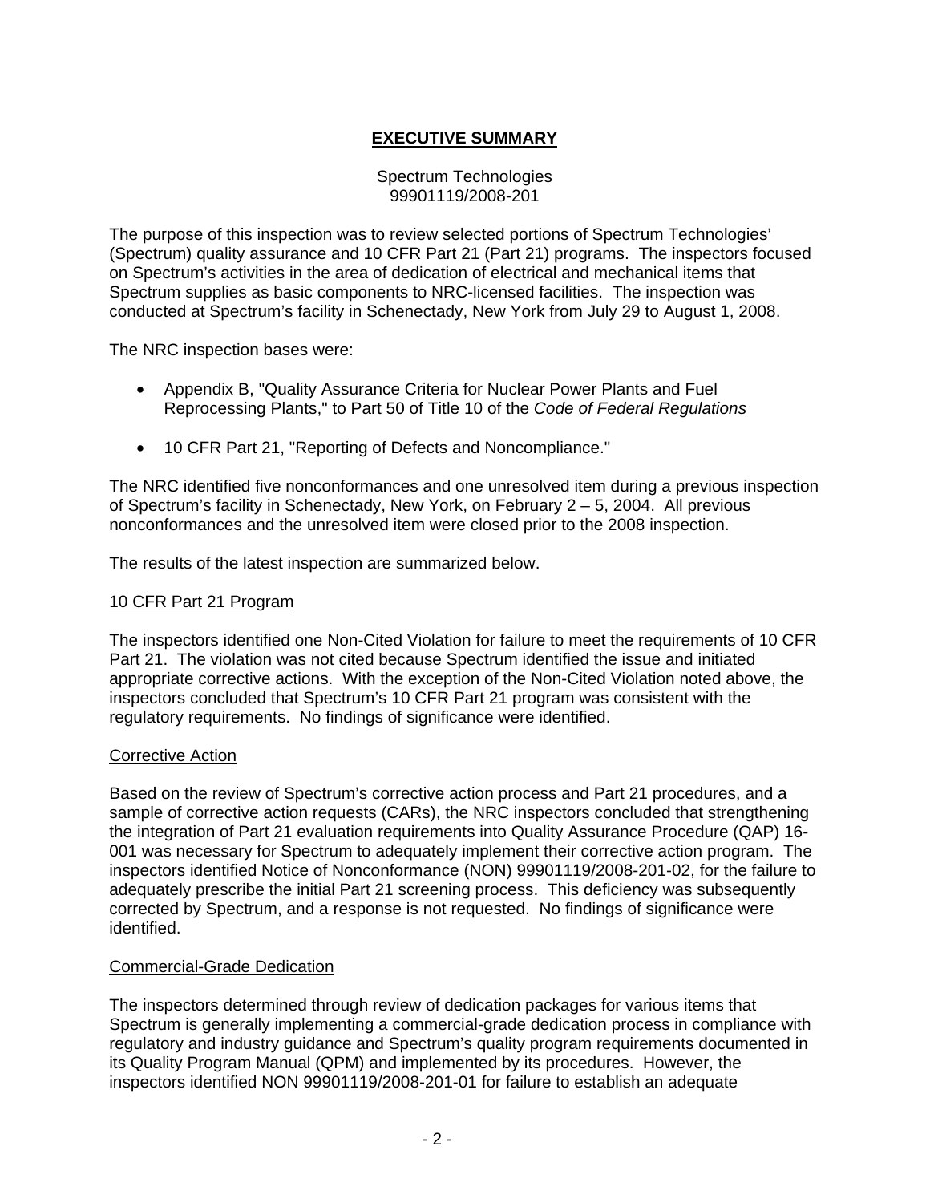# EXECUTIVE SUMMARY

Spectrum Technologies
99901119/2008-201

The purpose of this inspection was to review selected portions of Spectrum Technologies' (Spectrum) quality assurance and 10 CFR Part 21 (Part 21) programs. The inspectors focused on Spectrum's activities in the area of dedication of electrical and mechanical items that Spectrum supplies as basic components to NRC-licensed facilities. The inspection was conducted at Spectrum's facility in Schenectady, New York from July 29 to August 1, 2008.

The NRC inspection bases were:

- Appendix B, "Quality Assurance Criteria for Nuclear Power Plants and Fuel Reprocessing Plants," to Part 50 of Title 10 of the *Code of Federal Regulations*
- 10 CFR Part 21, "Reporting of Defects and Noncompliance."

The NRC identified five nonconformances and one unresolved item during a previous inspection of Spectrum's facility in Schenectady, New York, on February 2 – 5, 2004. All previous nonconformances and the unresolved item were closed prior to the 2008 inspection.

The results of the latest inspection are summarized below.

## 10 CFR Part 21 Program

The inspectors identified one Non-Cited Violation for failure to meet the requirements of 10 CFR Part 21. The violation was not cited because Spectrum identified the issue and initiated appropriate corrective actions. With the exception of the Non-Cited Violation noted above, the inspectors concluded that Spectrum's 10 CFR Part 21 program was consistent with the regulatory requirements. No findings of significance were identified.

## Corrective Action

Based on the review of Spectrum's corrective action process and Part 21 procedures, and a sample of corrective action requests (CARs), the NRC inspectors concluded that strengthening the integration of Part 21 evaluation requirements into Quality Assurance Procedure (QAP) 16-001 was necessary for Spectrum to adequately implement their corrective action program. The inspectors identified Notice of Nonconformance (NON) 99901119/2008-201-02, for the failure to adequately prescribe the initial Part 21 screening process. This deficiency was subsequently corrected by Spectrum, and a response is not requested. No findings of significance were identified.

## Commercial-Grade Dedication

The inspectors determined through review of dedication packages for various items that Spectrum is generally implementing a commercial-grade dedication process in compliance with regulatory and industry guidance and Spectrum's quality program requirements documented in its Quality Program Manual (QPM) and implemented by its procedures. However, the inspectors identified NON 99901119/2008-201-01 for failure to establish an adequate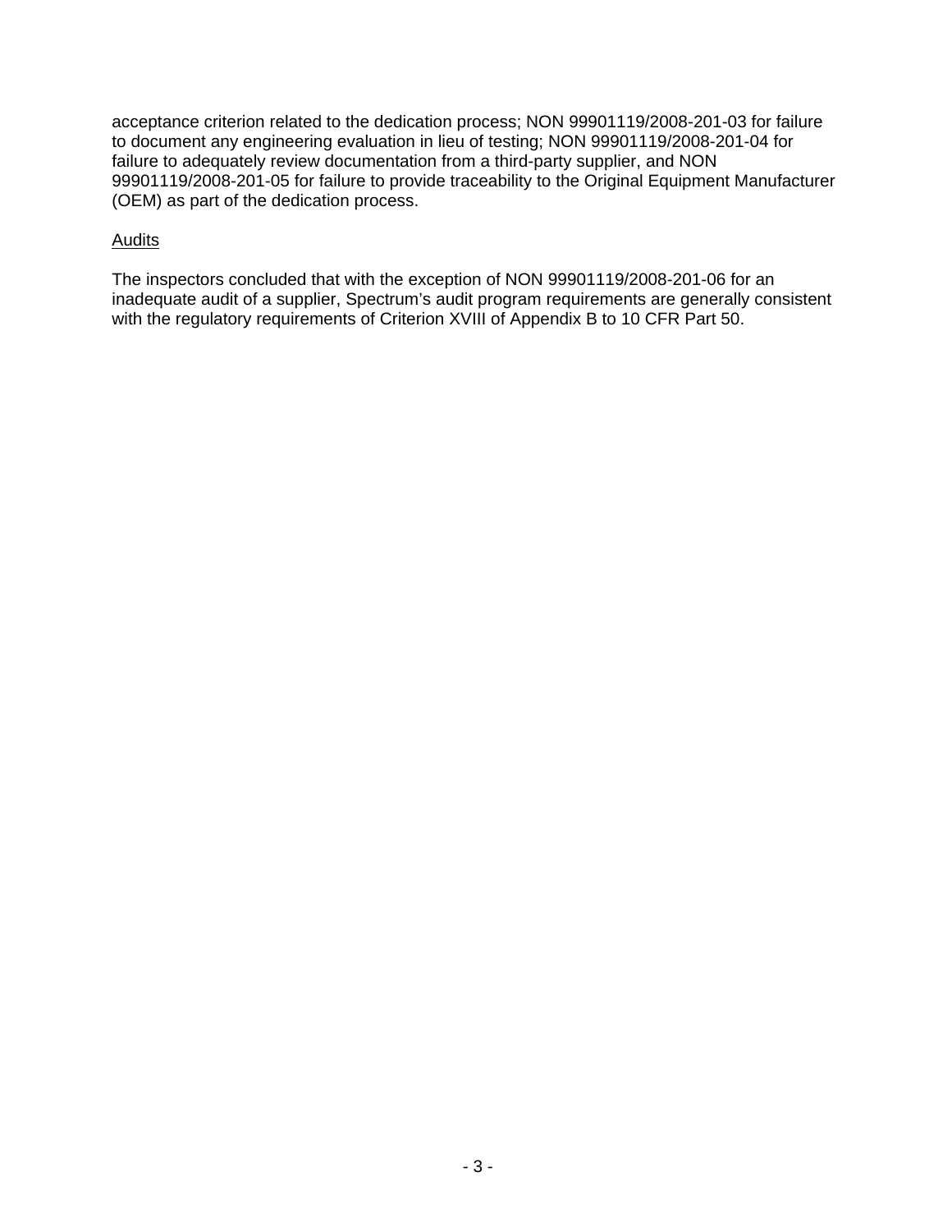acceptance criterion related to the dedication process; NON 99901119/2008-201-03 for failure to document any engineering evaluation in lieu of testing; NON 99901119/2008-201-04 for failure to adequately review documentation from a third-party supplier, and NON 99901119/2008-201-05 for failure to provide traceability to the Original Equipment Manufacturer (OEM) as part of the dedication process.

Audits

The inspectors concluded that with the exception of NON 99901119/2008-201-06 for an inadequate audit of a supplier, Spectrum's audit program requirements are generally consistent with the regulatory requirements of Criterion XVIII of Appendix B to 10 CFR Part 50.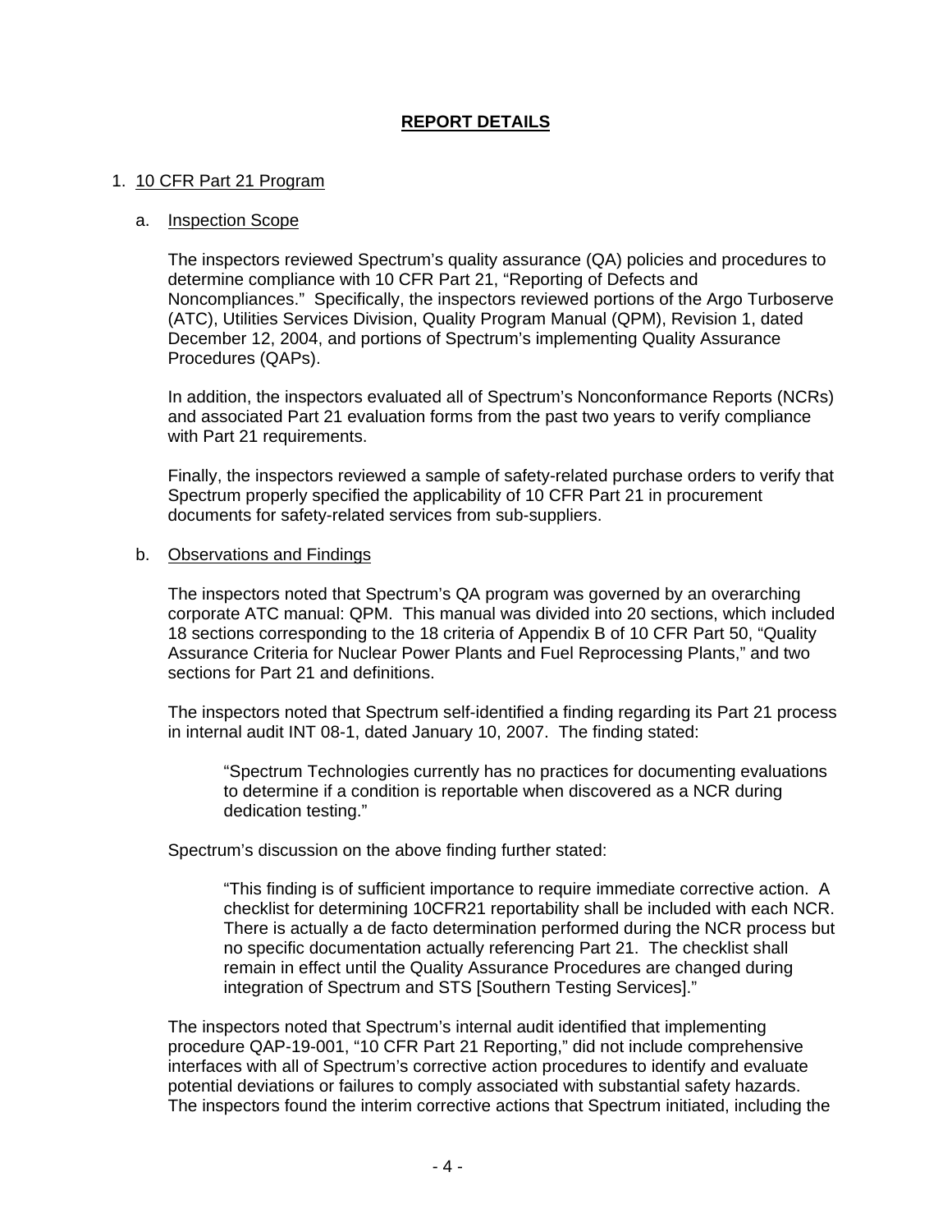## **REPORT DETAILS**

1. 10 CFR Part 21 Program

   a. Inspection Scope

   The inspectors reviewed Spectrum's quality assurance (QA) policies and procedures to determine compliance with 10 CFR Part 21, "Reporting of Defects and Noncompliances." Specifically, the inspectors reviewed portions of the Argo Turboserve (ATC), Utilities Services Division, Quality Program Manual (QPM), Revision 1, dated December 12, 2004, and portions of Spectrum's implementing Quality Assurance Procedures (QAPs).

   In addition, the inspectors evaluated all of Spectrum's Nonconformance Reports (NCRs) and associated Part 21 evaluation forms from the past two years to verify compliance with Part 21 requirements.

   Finally, the inspectors reviewed a sample of safety-related purchase orders to verify that Spectrum properly specified the applicability of 10 CFR Part 21 in procurement documents for safety-related services from sub-suppliers.

   b. Observations and Findings

   The inspectors noted that Spectrum's QA program was governed by an overarching corporate ATC manual: QPM. This manual was divided into 20 sections, which included 18 sections corresponding to the 18 criteria of Appendix B of 10 CFR Part 50, "Quality Assurance Criteria for Nuclear Power Plants and Fuel Reprocessing Plants," and two sections for Part 21 and definitions.

   The inspectors noted that Spectrum self-identified a finding regarding its Part 21 process in internal audit INT 08-1, dated January 10, 2007. The finding stated:

   > "Spectrum Technologies currently has no practices for documenting evaluations to determine if a condition is reportable when discovered as a NCR during dedication testing."

   Spectrum's discussion on the above finding further stated:

   > "This finding is of sufficient importance to require immediate corrective action. A checklist for determining 10CFR21 reportability shall be included with each NCR. There is actually a de facto determination performed during the NCR process but no specific documentation actually referencing Part 21. The checklist shall remain in effect until the Quality Assurance Procedures are changed during integration of Spectrum and STS [Southern Testing Services]."

   The inspectors noted that Spectrum's internal audit identified that implementing procedure QAP-19-001, "10 CFR Part 21 Reporting," did not include comprehensive interfaces with all of Spectrum's corrective action procedures to identify and evaluate potential deviations or failures to comply associated with substantial safety hazards. The inspectors found the interim corrective actions that Spectrum initiated, including the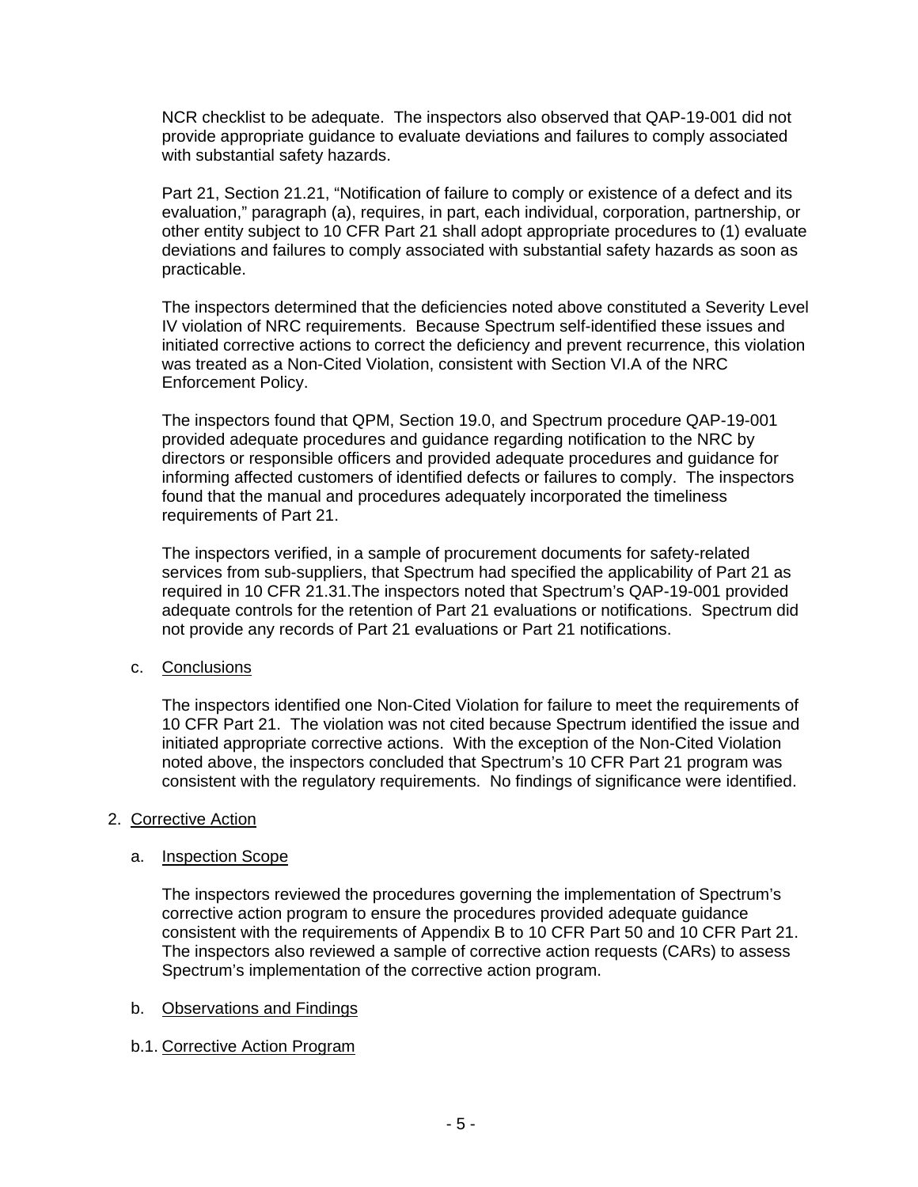NCR checklist to be adequate. The inspectors also observed that QAP-19-001 did not provide appropriate guidance to evaluate deviations and failures to comply associated with substantial safety hazards.

Part 21, Section 21.21, "Notification of failure to comply or existence of a defect and its evaluation," paragraph (a), requires, in part, each individual, corporation, partnership, or other entity subject to 10 CFR Part 21 shall adopt appropriate procedures to (1) evaluate deviations and failures to comply associated with substantial safety hazards as soon as practicable.

The inspectors determined that the deficiencies noted above constituted a Severity Level IV violation of NRC requirements. Because Spectrum self-identified these issues and initiated corrective actions to correct the deficiency and prevent recurrence, this violation was treated as a Non-Cited Violation, consistent with Section VI.A of the NRC Enforcement Policy.

The inspectors found that QPM, Section 19.0, and Spectrum procedure QAP-19-001 provided adequate procedures and guidance regarding notification to the NRC by directors or responsible officers and provided adequate procedures and guidance for informing affected customers of identified defects or failures to comply. The inspectors found that the manual and procedures adequately incorporated the timeliness requirements of Part 21.

The inspectors verified, in a sample of procurement documents for safety-related services from sub-suppliers, that Spectrum had specified the applicability of Part 21 as required in 10 CFR 21.31.The inspectors noted that Spectrum's QAP-19-001 provided adequate controls for the retention of Part 21 evaluations or notifications. Spectrum did not provide any records of Part 21 evaluations or Part 21 notifications.

c. Conclusions

The inspectors identified one Non-Cited Violation for failure to meet the requirements of 10 CFR Part 21. The violation was not cited because Spectrum identified the issue and initiated appropriate corrective actions. With the exception of the Non-Cited Violation noted above, the inspectors concluded that Spectrum's 10 CFR Part 21 program was consistent with the regulatory requirements. No findings of significance were identified.

## 2. Corrective Action

a. Inspection Scope

The inspectors reviewed the procedures governing the implementation of Spectrum's corrective action program to ensure the procedures provided adequate guidance consistent with the requirements of Appendix B to 10 CFR Part 50 and 10 CFR Part 21. The inspectors also reviewed a sample of corrective action requests (CARs) to assess Spectrum's implementation of the corrective action program.

b. Observations and Findings

b.1. Corrective Action Program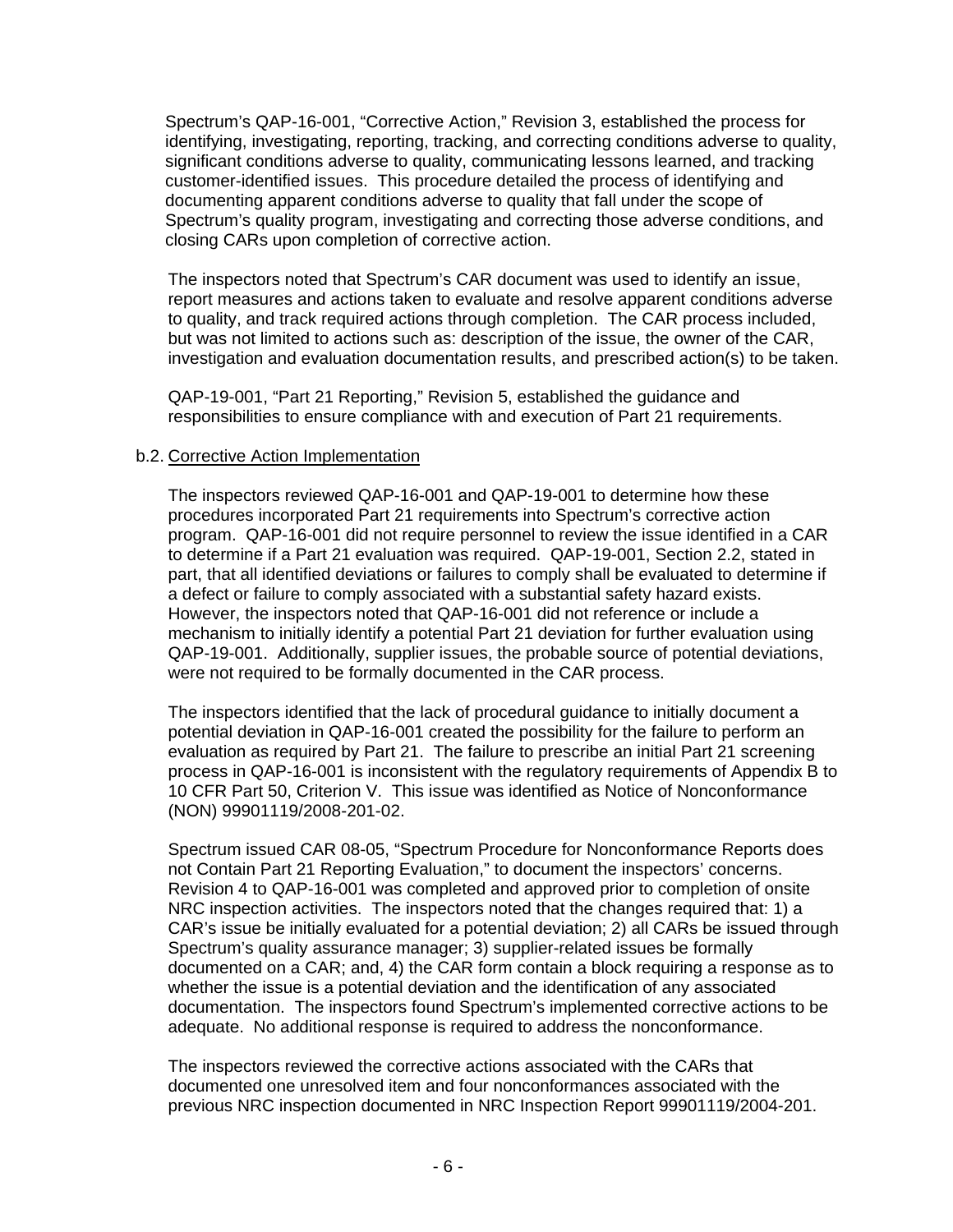Spectrum's QAP-16-001, "Corrective Action," Revision 3, established the process for identifying, investigating, reporting, tracking, and correcting conditions adverse to quality, significant conditions adverse to quality, communicating lessons learned, and tracking customer-identified issues. This procedure detailed the process of identifying and documenting apparent conditions adverse to quality that fall under the scope of Spectrum's quality program, investigating and correcting those adverse conditions, and closing CARs upon completion of corrective action.

The inspectors noted that Spectrum's CAR document was used to identify an issue, report measures and actions taken to evaluate and resolve apparent conditions adverse to quality, and track required actions through completion. The CAR process included, but was not limited to actions such as: description of the issue, the owner of the CAR, investigation and evaluation documentation results, and prescribed action(s) to be taken.

QAP-19-001, "Part 21 Reporting," Revision 5, established the guidance and responsibilities to ensure compliance with and execution of Part 21 requirements.

b.2. Corrective Action Implementation

The inspectors reviewed QAP-16-001 and QAP-19-001 to determine how these procedures incorporated Part 21 requirements into Spectrum's corrective action program. QAP-16-001 did not require personnel to review the issue identified in a CAR to determine if a Part 21 evaluation was required. QAP-19-001, Section 2.2, stated in part, that all identified deviations or failures to comply shall be evaluated to determine if a defect or failure to comply associated with a substantial safety hazard exists. However, the inspectors noted that QAP-16-001 did not reference or include a mechanism to initially identify a potential Part 21 deviation for further evaluation using QAP-19-001. Additionally, supplier issues, the probable source of potential deviations, were not required to be formally documented in the CAR process.

The inspectors identified that the lack of procedural guidance to initially document a potential deviation in QAP-16-001 created the possibility for the failure to perform an evaluation as required by Part 21. The failure to prescribe an initial Part 21 screening process in QAP-16-001 is inconsistent with the regulatory requirements of Appendix B to 10 CFR Part 50, Criterion V. This issue was identified as Notice of Nonconformance (NON) 99901119/2008-201-02.

Spectrum issued CAR 08-05, "Spectrum Procedure for Nonconformance Reports does not Contain Part 21 Reporting Evaluation," to document the inspectors' concerns. Revision 4 to QAP-16-001 was completed and approved prior to completion of onsite NRC inspection activities. The inspectors noted that the changes required that: 1) a CAR's issue be initially evaluated for a potential deviation; 2) all CARs be issued through Spectrum's quality assurance manager; 3) supplier-related issues be formally documented on a CAR; and, 4) the CAR form contain a block requiring a response as to whether the issue is a potential deviation and the identification of any associated documentation. The inspectors found Spectrum's implemented corrective actions to be adequate. No additional response is required to address the nonconformance.

The inspectors reviewed the corrective actions associated with the CARs that documented one unresolved item and four nonconformances associated with the previous NRC inspection documented in NRC Inspection Report 99901119/2004-201.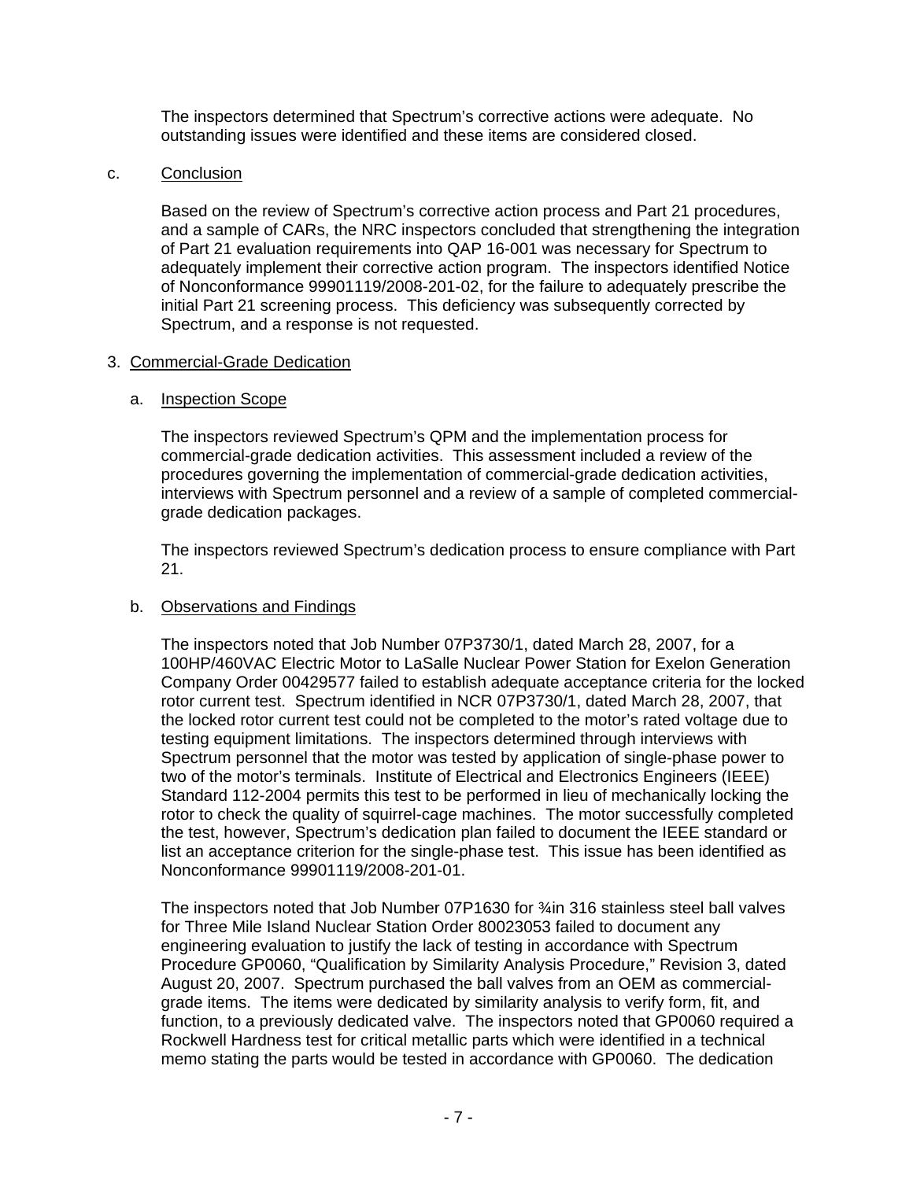The inspectors determined that Spectrum's corrective actions were adequate. No outstanding issues were identified and these items are considered closed.

c. Conclusion

Based on the review of Spectrum's corrective action process and Part 21 procedures, and a sample of CARs, the NRC inspectors concluded that strengthening the integration of Part 21 evaluation requirements into QAP 16-001 was necessary for Spectrum to adequately implement their corrective action program. The inspectors identified Notice of Nonconformance 99901119/2008-201-02, for the failure to adequately prescribe the initial Part 21 screening process. This deficiency was subsequently corrected by Spectrum, and a response is not requested.

## 3. Commercial-Grade Dedication

a. Inspection Scope

The inspectors reviewed Spectrum's QPM and the implementation process for commercial-grade dedication activities. This assessment included a review of the procedures governing the implementation of commercial-grade dedication activities, interviews with Spectrum personnel and a review of a sample of completed commercial-grade dedication packages.

The inspectors reviewed Spectrum's dedication process to ensure compliance with Part 21.

b. Observations and Findings

The inspectors noted that Job Number 07P3730/1, dated March 28, 2007, for a 100HP/460VAC Electric Motor to LaSalle Nuclear Power Station for Exelon Generation Company Order 00429577 failed to establish adequate acceptance criteria for the locked rotor current test. Spectrum identified in NCR 07P3730/1, dated March 28, 2007, that the locked rotor current test could not be completed to the motor's rated voltage due to testing equipment limitations. The inspectors determined through interviews with Spectrum personnel that the motor was tested by application of single-phase power to two of the motor's terminals. Institute of Electrical and Electronics Engineers (IEEE) Standard 112-2004 permits this test to be performed in lieu of mechanically locking the rotor to check the quality of squirrel-cage machines. The motor successfully completed the test, however, Spectrum's dedication plan failed to document the IEEE standard or list an acceptance criterion for the single-phase test. This issue has been identified as Nonconformance 99901119/2008-201-01.

The inspectors noted that Job Number 07P1630 for ¾in 316 stainless steel ball valves for Three Mile Island Nuclear Station Order 80023053 failed to document any engineering evaluation to justify the lack of testing in accordance with Spectrum Procedure GP0060, "Qualification by Similarity Analysis Procedure," Revision 3, dated August 20, 2007. Spectrum purchased the ball valves from an OEM as commercial-grade items. The items were dedicated by similarity analysis to verify form, fit, and function, to a previously dedicated valve. The inspectors noted that GP0060 required a Rockwell Hardness test for critical metallic parts which were identified in a technical memo stating the parts would be tested in accordance with GP0060. The dedication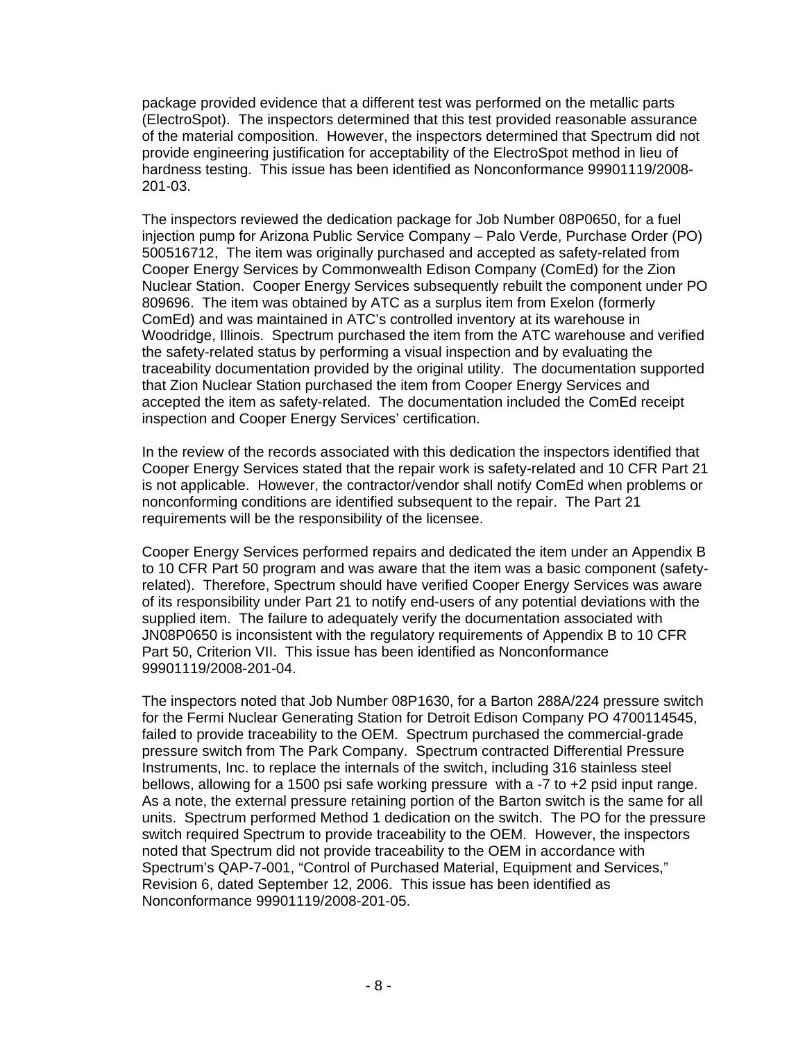package provided evidence that a different test was performed on the metallic parts (ElectroSpot). The inspectors determined that this test provided reasonable assurance of the material composition. However, the inspectors determined that Spectrum did not provide engineering justification for acceptability of the ElectroSpot method in lieu of hardness testing. This issue has been identified as Nonconformance 99901119/2008-201-03.

The inspectors reviewed the dedication package for Job Number 08P0650, for a fuel injection pump for Arizona Public Service Company – Palo Verde, Purchase Order (PO) 500516712, The item was originally purchased and accepted as safety-related from Cooper Energy Services by Commonwealth Edison Company (ComEd) for the Zion Nuclear Station. Cooper Energy Services subsequently rebuilt the component under PO 809696. The item was obtained by ATC as a surplus item from Exelon (formerly ComEd) and was maintained in ATC's controlled inventory at its warehouse in Woodridge, Illinois. Spectrum purchased the item from the ATC warehouse and verified the safety-related status by performing a visual inspection and by evaluating the traceability documentation provided by the original utility. The documentation supported that Zion Nuclear Station purchased the item from Cooper Energy Services and accepted the item as safety-related. The documentation included the ComEd receipt inspection and Cooper Energy Services' certification.

In the review of the records associated with this dedication the inspectors identified that Cooper Energy Services stated that the repair work is safety-related and 10 CFR Part 21 is not applicable. However, the contractor/vendor shall notify ComEd when problems or nonconforming conditions are identified subsequent to the repair. The Part 21 requirements will be the responsibility of the licensee.

Cooper Energy Services performed repairs and dedicated the item under an Appendix B to 10 CFR Part 50 program and was aware that the item was a basic component (safety-related). Therefore, Spectrum should have verified Cooper Energy Services was aware of its responsibility under Part 21 to notify end-users of any potential deviations with the supplied item. The failure to adequately verify the documentation associated with JN08P0650 is inconsistent with the regulatory requirements of Appendix B to 10 CFR Part 50, Criterion VII. This issue has been identified as Nonconformance 99901119/2008-201-04.

The inspectors noted that Job Number 08P1630, for a Barton 288A/224 pressure switch for the Fermi Nuclear Generating Station for Detroit Edison Company PO 4700114545, failed to provide traceability to the OEM. Spectrum purchased the commercial-grade pressure switch from The Park Company. Spectrum contracted Differential Pressure Instruments, Inc. to replace the internals of the switch, including 316 stainless steel bellows, allowing for a 1500 psi safe working pressure with a -7 to +2 psid input range. As a note, the external pressure retaining portion of the Barton switch is the same for all units. Spectrum performed Method 1 dedication on the switch. The PO for the pressure switch required Spectrum to provide traceability to the OEM. However, the inspectors noted that Spectrum did not provide traceability to the OEM in accordance with Spectrum's QAP-7-001, "Control of Purchased Material, Equipment and Services," Revision 6, dated September 12, 2006. This issue has been identified as Nonconformance 99901119/2008-201-05.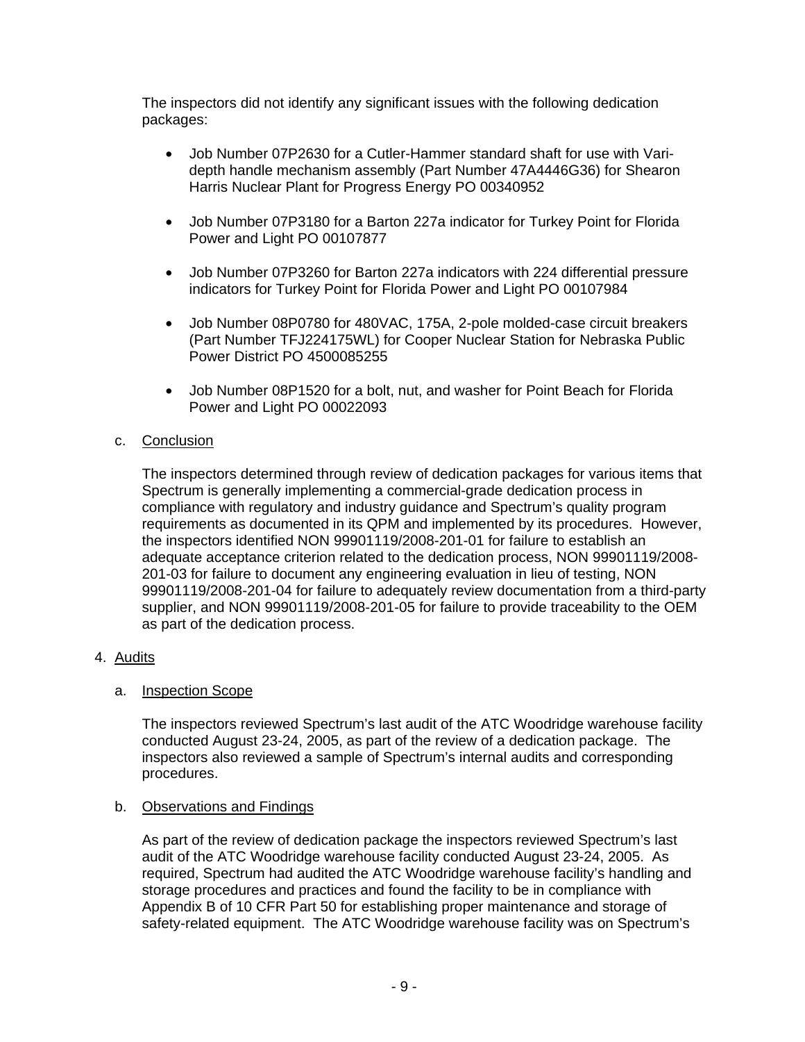The inspectors did not identify any significant issues with the following dedication packages:

- Job Number 07P2630 for a Cutler-Hammer standard shaft for use with Vari-depth handle mechanism assembly (Part Number 47A4446G36) for Shearon Harris Nuclear Plant for Progress Energy PO 00340952
- Job Number 07P3180 for a Barton 227a indicator for Turkey Point for Florida Power and Light PO 00107877
- Job Number 07P3260 for Barton 227a indicators with 224 differential pressure indicators for Turkey Point for Florida Power and Light PO 00107984
- Job Number 08P0780 for 480VAC, 175A, 2-pole molded-case circuit breakers (Part Number TFJ224175WL) for Cooper Nuclear Station for Nebraska Public Power District PO 4500085255
- Job Number 08P1520 for a bolt, nut, and washer for Point Beach for Florida Power and Light PO 00022093

c. Conclusion

The inspectors determined through review of dedication packages for various items that Spectrum is generally implementing a commercial-grade dedication process in compliance with regulatory and industry guidance and Spectrum's quality program requirements as documented in its QPM and implemented by its procedures. However, the inspectors identified NON 99901119/2008-201-01 for failure to establish an adequate acceptance criterion related to the dedication process, NON 99901119/2008-201-03 for failure to document any engineering evaluation in lieu of testing, NON 99901119/2008-201-04 for failure to adequately review documentation from a third-party supplier, and NON 99901119/2008-201-05 for failure to provide traceability to the OEM as part of the dedication process.

## 4. Audits

a. Inspection Scope

The inspectors reviewed Spectrum's last audit of the ATC Woodridge warehouse facility conducted August 23-24, 2005, as part of the review of a dedication package. The inspectors also reviewed a sample of Spectrum's internal audits and corresponding procedures.

b. Observations and Findings

As part of the review of dedication package the inspectors reviewed Spectrum's last audit of the ATC Woodridge warehouse facility conducted August 23-24, 2005. As required, Spectrum had audited the ATC Woodridge warehouse facility's handling and storage procedures and practices and found the facility to be in compliance with Appendix B of 10 CFR Part 50 for establishing proper maintenance and storage of safety-related equipment. The ATC Woodridge warehouse facility was on Spectrum's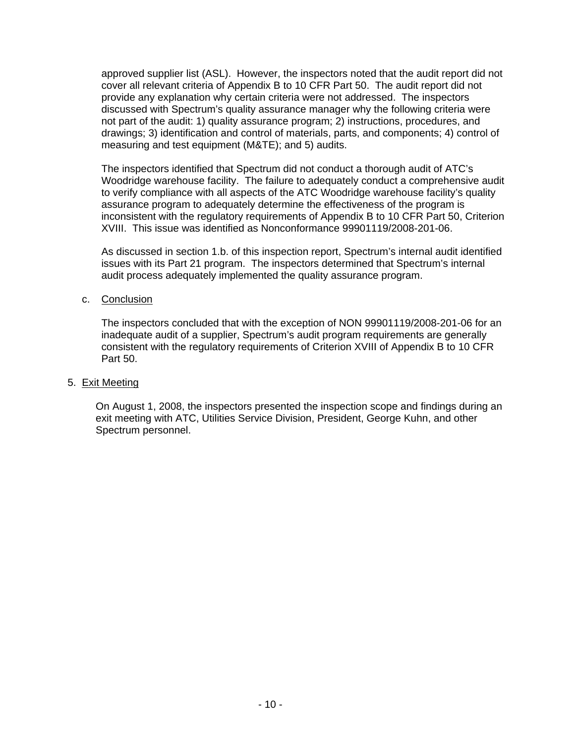approved supplier list (ASL). However, the inspectors noted that the audit report did not cover all relevant criteria of Appendix B to 10 CFR Part 50. The audit report did not provide any explanation why certain criteria were not addressed. The inspectors discussed with Spectrum's quality assurance manager why the following criteria were not part of the audit: 1) quality assurance program; 2) instructions, procedures, and drawings; 3) identification and control of materials, parts, and components; 4) control of measuring and test equipment (M&TE); and 5) audits.

The inspectors identified that Spectrum did not conduct a thorough audit of ATC's Woodridge warehouse facility. The failure to adequately conduct a comprehensive audit to verify compliance with all aspects of the ATC Woodridge warehouse facility's quality assurance program to adequately determine the effectiveness of the program is inconsistent with the regulatory requirements of Appendix B to 10 CFR Part 50, Criterion XVIII. This issue was identified as Nonconformance 99901119/2008-201-06.

As discussed in section 1.b. of this inspection report, Spectrum's internal audit identified issues with its Part 21 program. The inspectors determined that Spectrum's internal audit process adequately implemented the quality assurance program.

c. Conclusion

The inspectors concluded that with the exception of NON 99901119/2008-201-06 for an inadequate audit of a supplier, Spectrum's audit program requirements are generally consistent with the regulatory requirements of Criterion XVIII of Appendix B to 10 CFR Part 50.

5. Exit Meeting

On August 1, 2008, the inspectors presented the inspection scope and findings during an exit meeting with ATC, Utilities Service Division, President, George Kuhn, and other Spectrum personnel.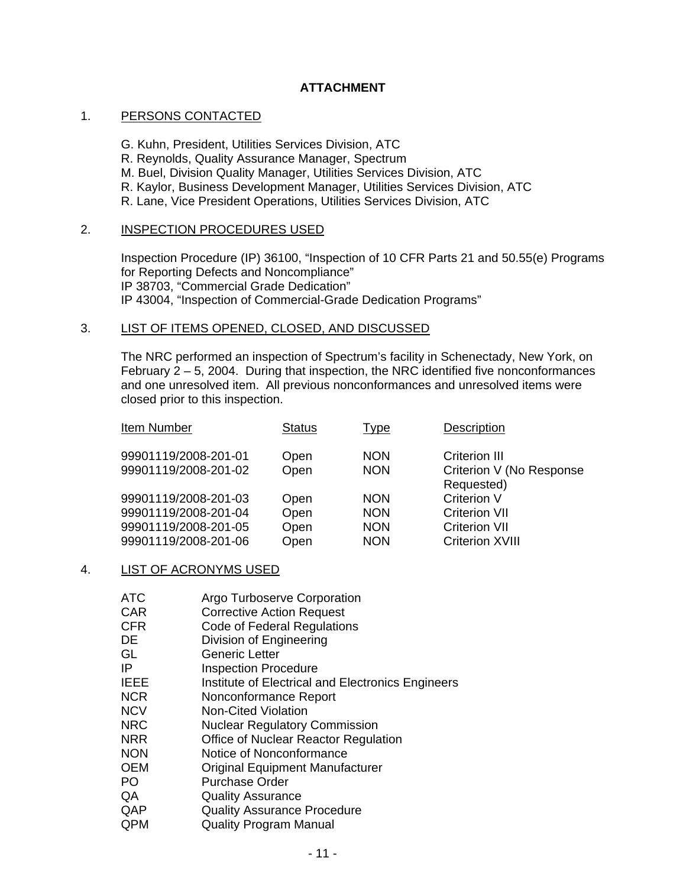**ATTACHMENT**

1. PERSONS CONTACTED

   G. Kuhn, President, Utilities Services Division, ATC
   R. Reynolds, Quality Assurance Manager, Spectrum
   M. Buel, Division Quality Manager, Utilities Services Division, ATC
   R. Kaylor, Business Development Manager, Utilities Services Division, ATC
   R. Lane, Vice President Operations, Utilities Services Division, ATC

2. INSPECTION PROCEDURES USED

   Inspection Procedure (IP) 36100, "Inspection of 10 CFR Parts 21 and 50.55(e) Programs for Reporting Defects and Noncompliance"
   IP 38703, "Commercial Grade Dedication"
   IP 43004, "Inspection of Commercial-Grade Dedication Programs"

3. LIST OF ITEMS OPENED, CLOSED, AND DISCUSSED

   The NRC performed an inspection of Spectrum's facility in Schenectady, New York, on February 2 – 5, 2004. During that inspection, the NRC identified five nonconformances and one unresolved item. All previous nonconformances and unresolved items were closed prior to this inspection.

| Item Number | Status | Type | Description |
|---|---|---|---|
| 99901119/2008-201-01 | Open | NON | Criterion III |
| 99901119/2008-201-02 | Open | NON | Criterion V (No Response Requested) |
| 99901119/2008-201-03 | Open | NON | Criterion V |
| 99901119/2008-201-04 | Open | NON | Criterion VII |
| 99901119/2008-201-05 | Open | NON | Criterion VII |
| 99901119/2008-201-06 | Open | NON | Criterion XVIII |

4. LIST OF ACRONYMS USED

| | |
|---|---|
| ATC | Argo Turboserve Corporation |
| CAR | Corrective Action Request |
| CFR | Code of Federal Regulations |
| DE | Division of Engineering |
| GL | Generic Letter |
| IP | Inspection Procedure |
| IEEE | Institute of Electrical and Electronics Engineers |
| NCR | Nonconformance Report |
| NCV | Non-Cited Violation |
| NRC | Nuclear Regulatory Commission |
| NRR | Office of Nuclear Reactor Regulation |
| NON | Notice of Nonconformance |
| OEM | Original Equipment Manufacturer |
| PO | Purchase Order |
| QA | Quality Assurance |
| QAP | Quality Assurance Procedure |
| QPM | Quality Program Manual |